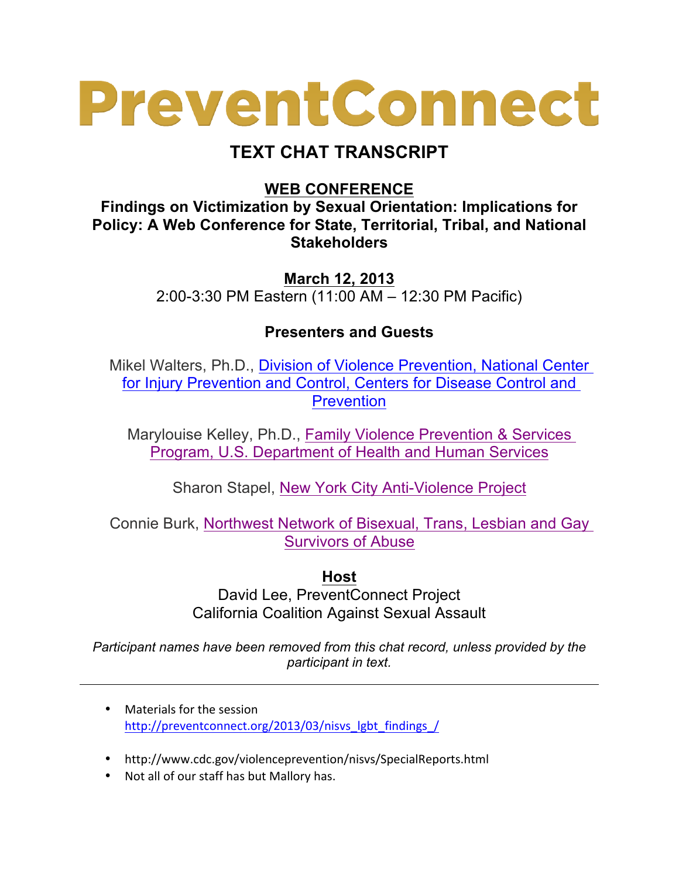# PreventConnect

## TEXT CHAT TRANSCRIPT

### WEB CONFERENCE

**Findings on Victimization by Sexual Orientation: Implications for Policy: A Web Conference for State, Territorial, Tribal, and National Stakeholders**

**March 12, 2013**

2:00-3:30 PM Eastern (11:00 AM – 12:30 PM Pacific)

### Presenters and Guests

Mikel Walters, Ph.D., Division of Violence Prevention, National Center for Injury Prevention and Control, Centers for Disease Control and Prevention

Marylouise Kelley, Ph.D., Family Violence Prevention & Services Program, U.S. Department of Health and Human Services

Sharon Stapel, New York City Anti-Violence Project

Connie Burk, Northwest Network of Bisexual, Trans, Lesbian and Gay Survivors of Abuse

### Host

David Lee, PreventConnect Project
California Coalition Against Sexual Assault

*Participant names have been removed from this chat record, unless provided by the participant in text.*

---

- Materials for the session http://preventconnect.org/2013/03/nisvs_lgbt_findings_/

- http://www.cdc.gov/violenceprevention/nisvs/SpecialReports.html
- Not all of our staff has but Mallory has.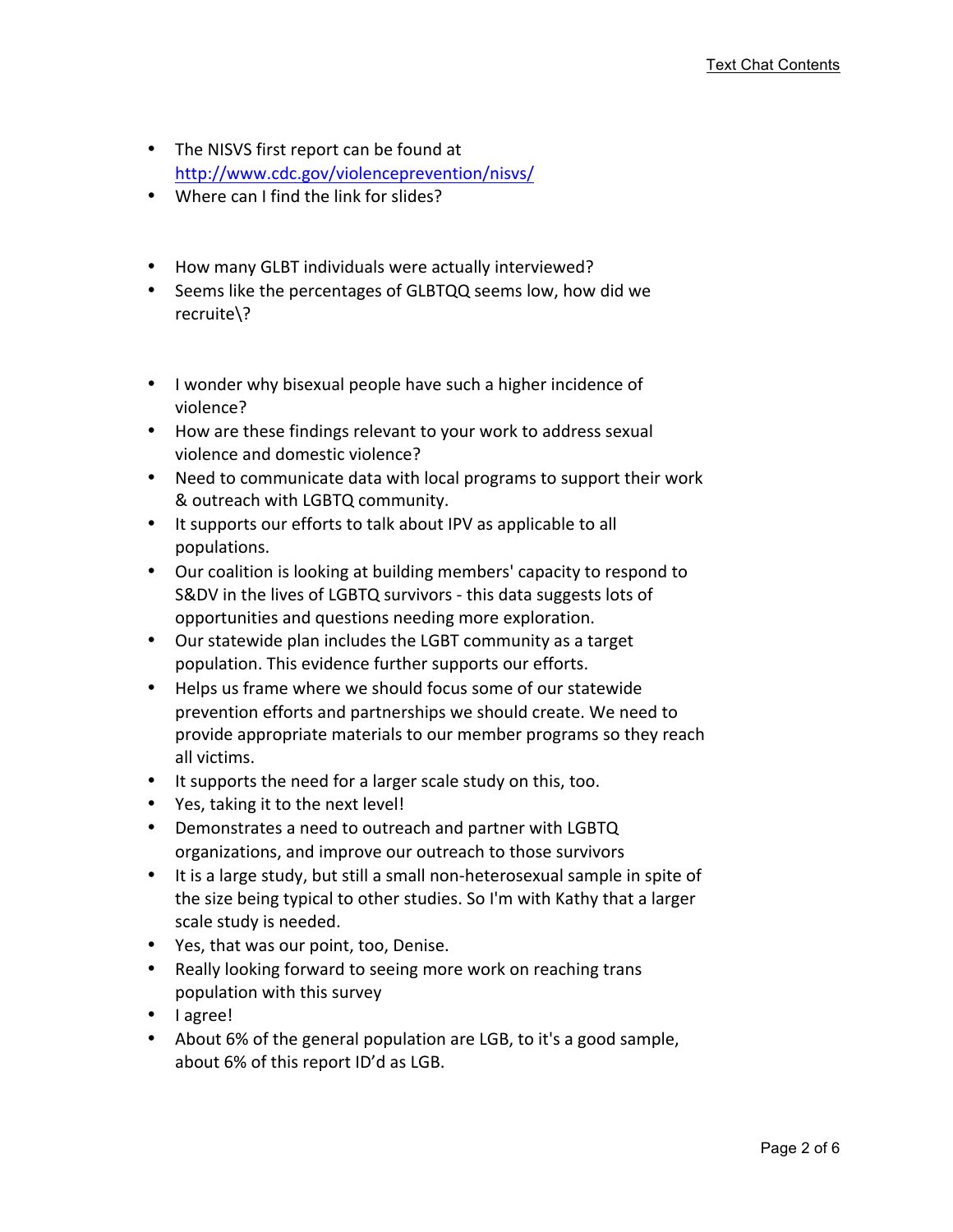- The NISVS first report can be found at http://www.cdc.gov/violenceprevention/nisvs/
- Where can I find the link for slides?

- How many GLBT individuals were actually interviewed?
- Seems like the percentages of GLBTQQ seems low, how did we recruite\?

- I wonder why bisexual people have such a higher incidence of violence?
- How are these findings relevant to your work to address sexual violence and domestic violence?
- Need to communicate data with local programs to support their work & outreach with LGBTQ community.
- It supports our efforts to talk about IPV as applicable to all populations.
- Our coalition is looking at building members' capacity to respond to S&DV in the lives of LGBTQ survivors - this data suggests lots of opportunities and questions needing more exploration.
- Our statewide plan includes the LGBT community as a target population. This evidence further supports our efforts.
- Helps us frame where we should focus some of our statewide prevention efforts and partnerships we should create. We need to provide appropriate materials to our member programs so they reach all victims.
- It supports the need for a larger scale study on this, too.
- Yes, taking it to the next level!
- Demonstrates a need to outreach and partner with LGBTQ organizations, and improve our outreach to those survivors
- It is a large study, but still a small non-heterosexual sample in spite of the size being typical to other studies. So I'm with Kathy that a larger scale study is needed.
- Yes, that was our point, too, Denise.
- Really looking forward to seeing more work on reaching trans population with this survey
- I agree!
- About 6% of the general population are LGB, to it's a good sample, about 6% of this report ID'd as LGB.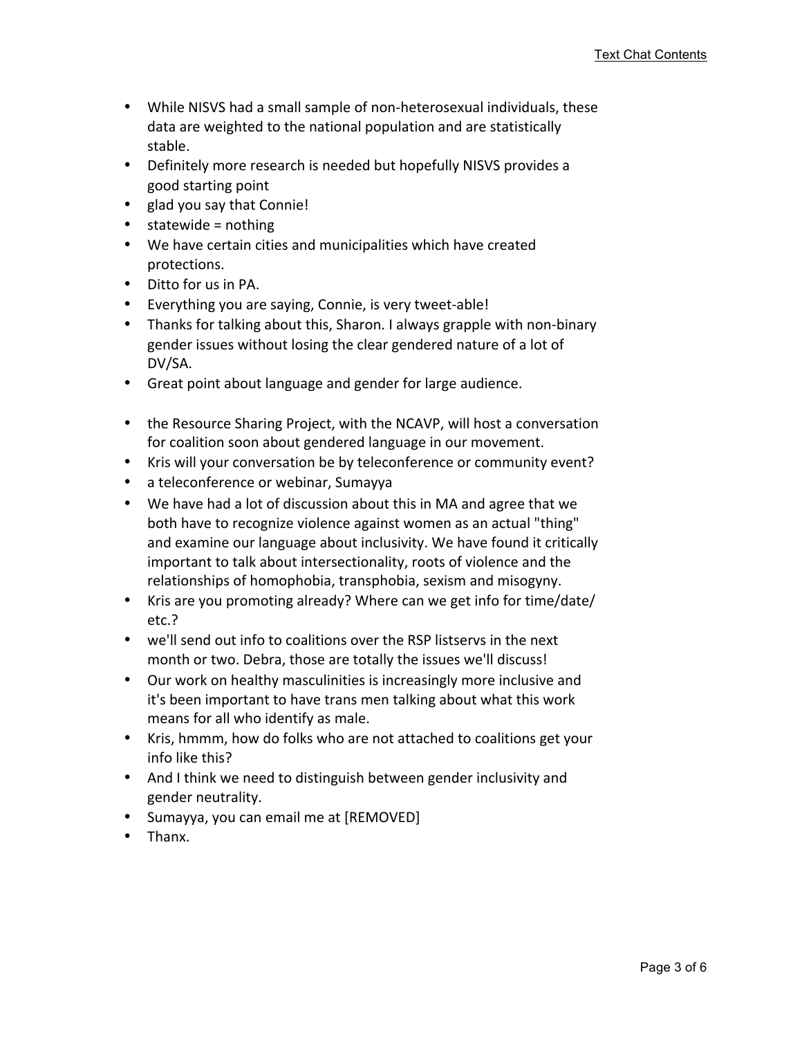- While NISVS had a small sample of non-heterosexual individuals, these data are weighted to the national population and are statistically stable.
- Definitely more research is needed but hopefully NISVS provides a good starting point
- glad you say that Connie!
- statewide = nothing
- We have certain cities and municipalities which have created protections.
- Ditto for us in PA.
- Everything you are saying, Connie, is very tweet-able!
- Thanks for talking about this, Sharon. I always grapple with non-binary gender issues without losing the clear gendered nature of a lot of DV/SA.
- Great point about language and gender for large audience.
- the Resource Sharing Project, with the NCAVP, will host a conversation for coalition soon about gendered language in our movement.
- Kris will your conversation be by teleconference or community event?
- a teleconference or webinar, Sumayya
- We have had a lot of discussion about this in MA and agree that we both have to recognize violence against women as an actual "thing" and examine our language about inclusivity. We have found it critically important to talk about intersectionality, roots of violence and the relationships of homophobia, transphobia, sexism and misogyny.
- Kris are you promoting already? Where can we get info for time/date/ etc.?
- we'll send out info to coalitions over the RSP listservs in the next month or two. Debra, those are totally the issues we'll discuss!
- Our work on healthy masculinities is increasingly more inclusive and it's been important to have trans men talking about what this work means for all who identify as male.
- Kris, hmmm, how do folks who are not attached to coalitions get your info like this?
- And I think we need to distinguish between gender inclusivity and gender neutrality.
- Sumayya, you can email me at [REMOVED]
- Thanx.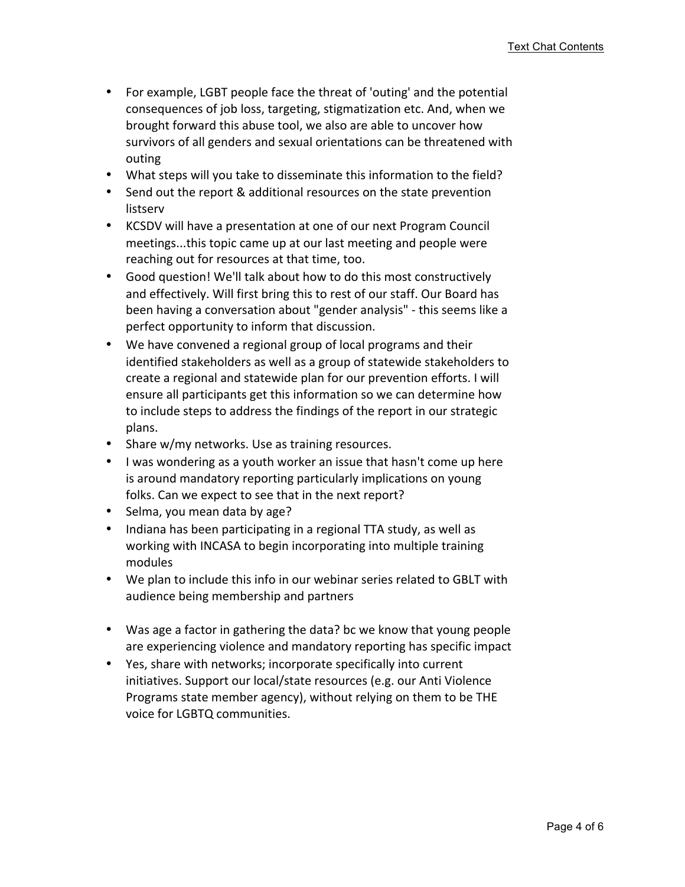- For example, LGBT people face the threat of 'outing' and the potential consequences of job loss, targeting, stigmatization etc. And, when we brought forward this abuse tool, we also are able to uncover how survivors of all genders and sexual orientations can be threatened with outing
- What steps will you take to disseminate this information to the field?
- Send out the report & additional resources on the state prevention listserv
- KCSDV will have a presentation at one of our next Program Council meetings...this topic came up at our last meeting and people were reaching out for resources at that time, too.
- Good question! We'll talk about how to do this most constructively and effectively. Will first bring this to rest of our staff. Our Board has been having a conversation about "gender analysis" - this seems like a perfect opportunity to inform that discussion.
- We have convened a regional group of local programs and their identified stakeholders as well as a group of statewide stakeholders to create a regional and statewide plan for our prevention efforts. I will ensure all participants get this information so we can determine how to include steps to address the findings of the report in our strategic plans.
- Share w/my networks. Use as training resources.
- I was wondering as a youth worker an issue that hasn't come up here is around mandatory reporting particularly implications on young folks. Can we expect to see that in the next report?
- Selma, you mean data by age?
- Indiana has been participating in a regional TTA study, as well as working with INCASA to begin incorporating into multiple training modules
- We plan to include this info in our webinar series related to GBLT with audience being membership and partners
- Was age a factor in gathering the data? bc we know that young people are experiencing violence and mandatory reporting has specific impact
- Yes, share with networks; incorporate specifically into current initiatives. Support our local/state resources (e.g. our Anti Violence Programs state member agency), without relying on them to be THE voice for LGBTQ communities.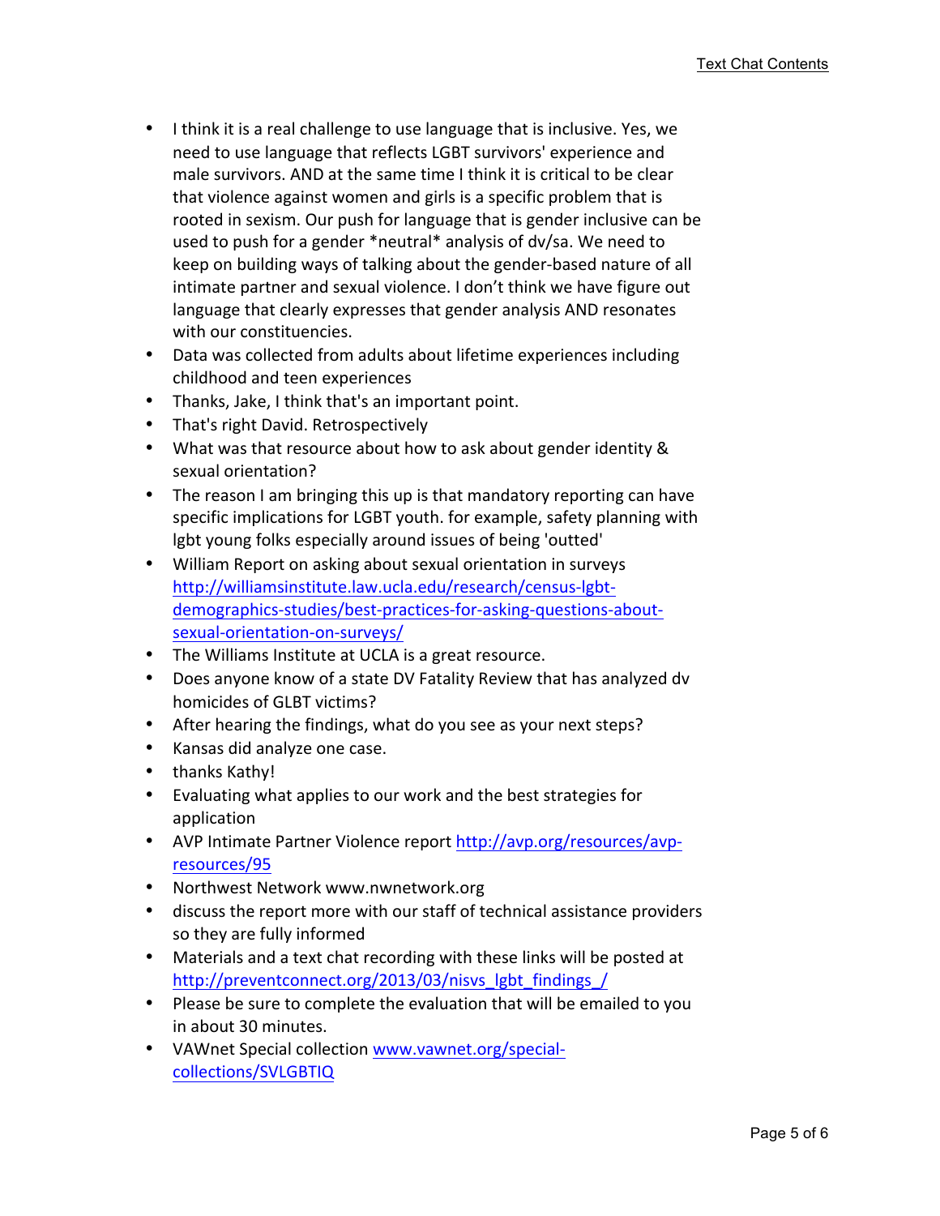- I think it is a real challenge to use language that is inclusive. Yes, we need to use language that reflects LGBT survivors' experience and male survivors. AND at the same time I think it is critical to be clear that violence against women and girls is a specific problem that is rooted in sexism. Our push for language that is gender inclusive can be used to push for a gender *neutral* analysis of dv/sa. We need to keep on building ways of talking about the gender-based nature of all intimate partner and sexual violence. I don't think we have figure out language that clearly expresses that gender analysis AND resonates with our constituencies.
- Data was collected from adults about lifetime experiences including childhood and teen experiences
- Thanks, Jake, I think that's an important point.
- That's right David. Retrospectively
- What was that resource about how to ask about gender identity & sexual orientation?
- The reason I am bringing this up is that mandatory reporting can have specific implications for LGBT youth. for example, safety planning with lgbt young folks especially around issues of being 'outted'
- William Report on asking about sexual orientation in surveys [http://williamsinstitute.law.ucla.edu/research/census-lgbt-demographics-studies/best-practices-for-asking-questions-about-sexual-orientation-on-surveys/](http://williamsinstitute.law.ucla.edu/research/census-lgbt-demographics-studies/best-practices-for-asking-questions-about-sexual-orientation-on-surveys/)
- The Williams Institute at UCLA is a great resource.
- Does anyone know of a state DV Fatality Review that has analyzed dv homicides of GLBT victims?
- After hearing the findings, what do you see as your next steps?
- Kansas did analyze one case.
- thanks Kathy!
- Evaluating what applies to our work and the best strategies for application
- AVP Intimate Partner Violence report [http://avp.org/resources/avp-resources/95](http://avp.org/resources/avp-resources/95)
- Northwest Network www.nwnetwork.org
- discuss the report more with our staff of technical assistance providers so they are fully informed
- Materials and a text chat recording with these links will be posted at [http://preventconnect.org/2013/03/nisvs_lgbt_findings_/](http://preventconnect.org/2013/03/nisvs_lgbt_findings_/)
- Please be sure to complete the evaluation that will be emailed to you in about 30 minutes.
- VAWnet Special collection [www.vawnet.org/special-collections/SVLGBTIQ](www.vawnet.org/special-collections/SVLGBTIQ)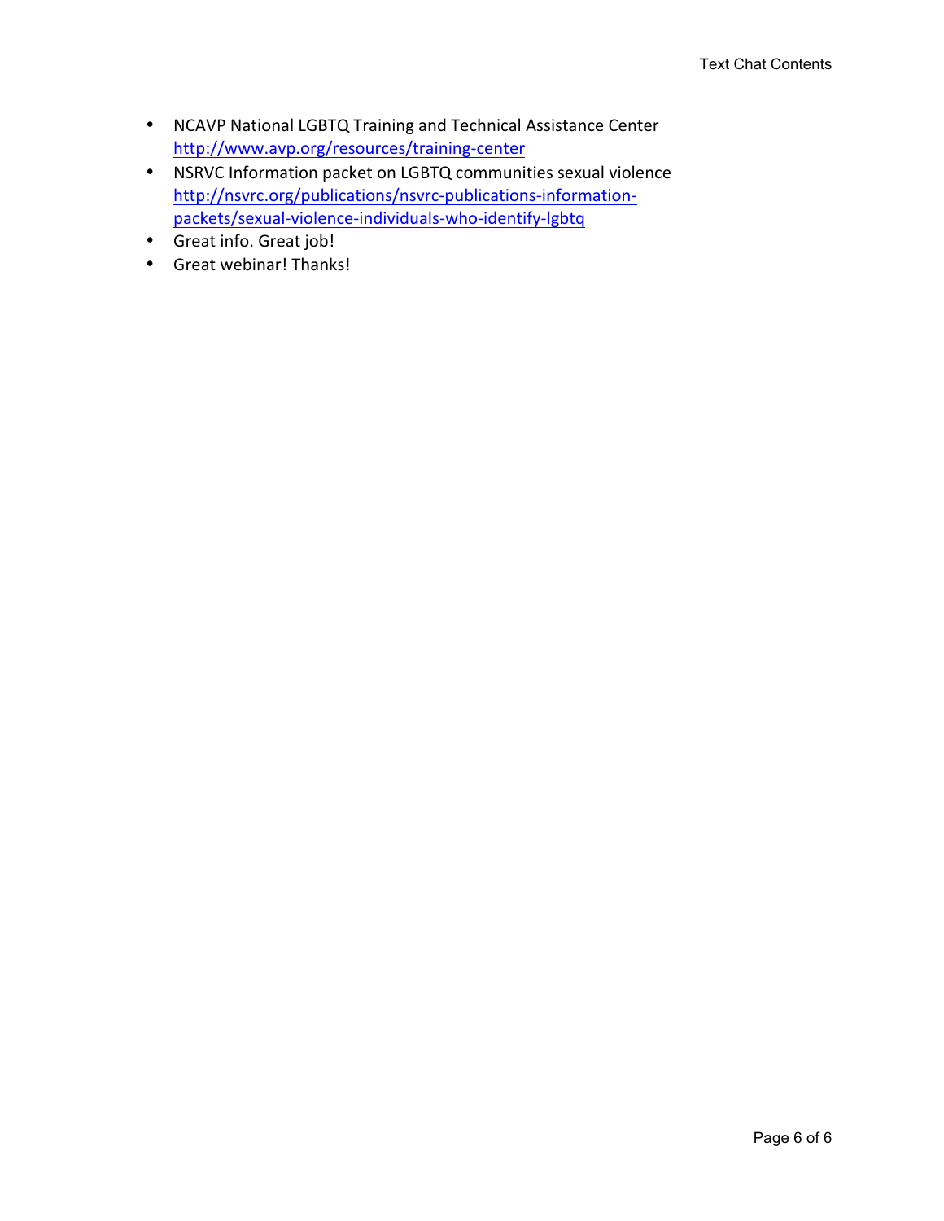- NCAVP National LGBTQ Training and Technical Assistance Center http://www.avp.org/resources/training-center
- NSRVC Information packet on LGBTQ communities sexual violence http://nsvrc.org/publications/nsvrc-publications-information-packets/sexual-violence-individuals-who-identify-lgbtq
- Great info. Great job!
- Great webinar! Thanks!